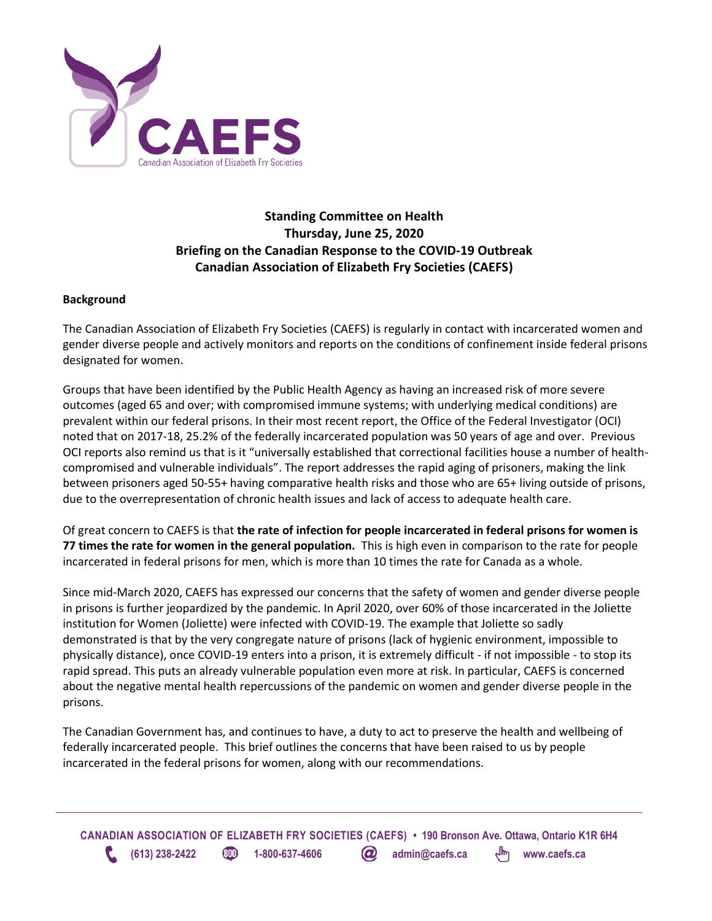CAEFS

Canadian Association of Elizabeth Fry Societies

**Standing Committee on Health**
**Thursday, June 25, 2020**
**Briefing on the Canadian Response to the COVID-19 Outbreak**
**Canadian Association of Elizabeth Fry Societies (CAEFS)**

**Background**

The Canadian Association of Elizabeth Fry Societies (CAEFS) is regularly in contact with incarcerated women and gender diverse people and actively monitors and reports on the conditions of confinement inside federal prisons designated for women.

Groups that have been identified by the Public Health Agency as having an increased risk of more severe outcomes (aged 65 and over; with compromised immune systems; with underlying medical conditions) are prevalent within our federal prisons. In their most recent report, the Office of the Federal Investigator (OCI) noted that on 2017-18, 25.2% of the federally incarcerated population was 50 years of age and over. Previous OCI reports also remind us that is it "universally established that correctional facilities house a number of health-compromised and vulnerable individuals". The report addresses the rapid aging of prisoners, making the link between prisoners aged 50-55+ having comparative health risks and those who are 65+ living outside of prisons, due to the overrepresentation of chronic health issues and lack of access to adequate health care.

Of great concern to CAEFS is that **the rate of infection for people incarcerated in federal prisons for women is 77 times the rate for women in the general population.** This is high even in comparison to the rate for people incarcerated in federal prisons for men, which is more than 10 times the rate for Canada as a whole.

Since mid-March 2020, CAEFS has expressed our concerns that the safety of women and gender diverse people in prisons is further jeopardized by the pandemic. In April 2020, over 60% of those incarcerated in the Joliette institution for Women (Joliette) were infected with COVID-19. The example that Joliette so sadly demonstrated is that by the very congregate nature of prisons (lack of hygienic environment, impossible to physically distance), once COVID-19 enters into a prison, it is extremely difficult - if not impossible - to stop its rapid spread. This puts an already vulnerable population even more at risk. In particular, CAEFS is concerned about the negative mental health repercussions of the pandemic on women and gender diverse people in the prisons.

The Canadian Government has, and continues to have, a duty to act to preserve the health and wellbeing of federally incarcerated people. This brief outlines the concerns that have been raised to us by people incarcerated in the federal prisons for women, along with our recommendations.

CANADIAN ASSOCIATION OF ELIZABETH FRY SOCIETIES (CAEFS) • 190 Bronson Ave. Ottawa, Ontario K1R 6H4
(613) 238-2422 1-800-637-4606 admin@caefs.ca www.caefs.ca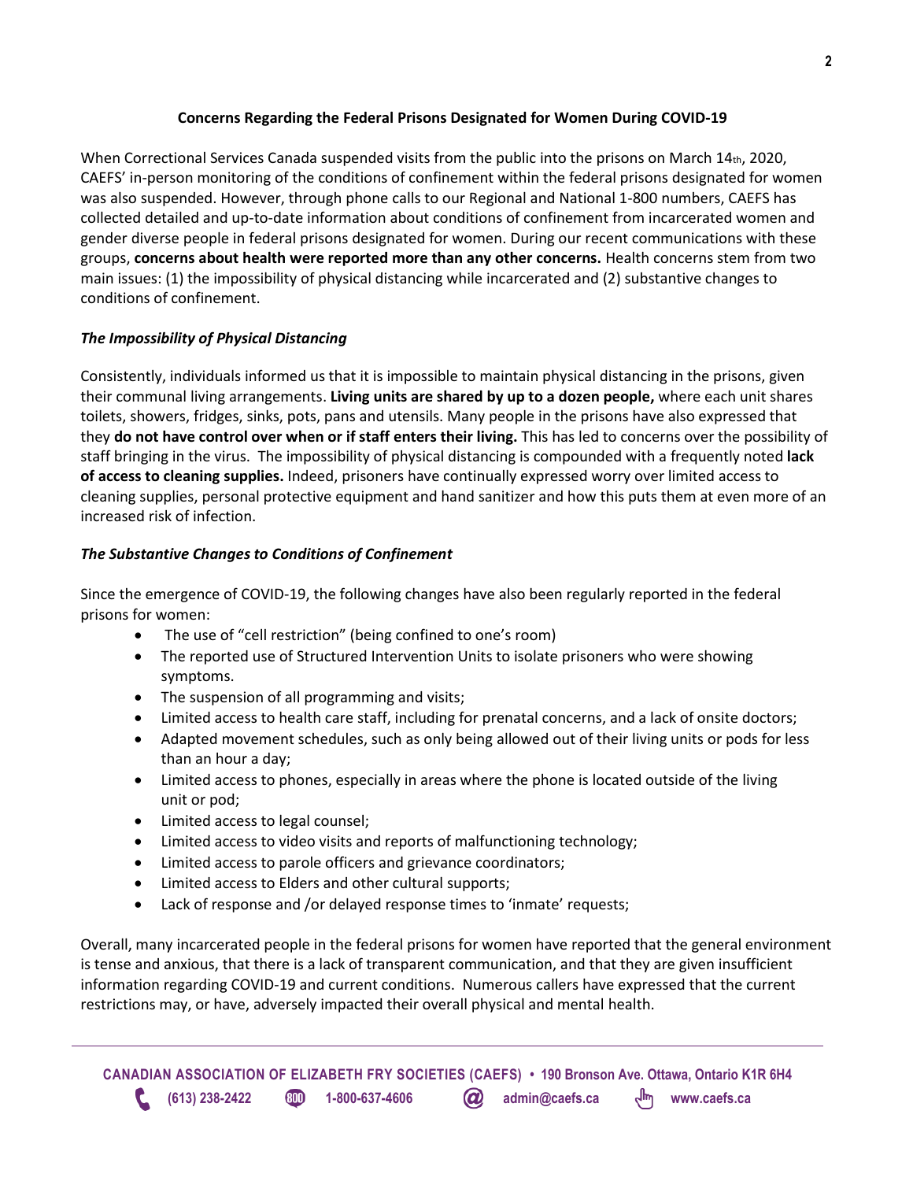## Concerns Regarding the Federal Prisons Designated for Women During COVID-19

When Correctional Services Canada suspended visits from the public into the prisons on March 14th, 2020, CAEFS' in-person monitoring of the conditions of confinement within the federal prisons designated for women was also suspended. However, through phone calls to our Regional and National 1-800 numbers, CAEFS has collected detailed and up-to-date information about conditions of confinement from incarcerated women and gender diverse people in federal prisons designated for women. During our recent communications with these groups, **concerns about health were reported more than any other concerns.** Health concerns stem from two main issues: (1) the impossibility of physical distancing while incarcerated and (2) substantive changes to conditions of confinement.

### *The Impossibility of Physical Distancing*

Consistently, individuals informed us that it is impossible to maintain physical distancing in the prisons, given their communal living arrangements. **Living units are shared by up to a dozen people,** where each unit shares toilets, showers, fridges, sinks, pots, pans and utensils. Many people in the prisons have also expressed that they **do not have control over when or if staff enters their living.** This has led to concerns over the possibility of staff bringing in the virus. The impossibility of physical distancing is compounded with a frequently noted **lack of access to cleaning supplies.** Indeed, prisoners have continually expressed worry over limited access to cleaning supplies, personal protective equipment and hand sanitizer and how this puts them at even more of an increased risk of infection.

### *The Substantive Changes to Conditions of Confinement*

Since the emergence of COVID-19, the following changes have also been regularly reported in the federal prisons for women:

- The use of "cell restriction" (being confined to one's room)
- The reported use of Structured Intervention Units to isolate prisoners who were showing symptoms.
- The suspension of all programming and visits;
- Limited access to health care staff, including for prenatal concerns, and a lack of onsite doctors;
- Adapted movement schedules, such as only being allowed out of their living units or pods for less than an hour a day;
- Limited access to phones, especially in areas where the phone is located outside of the living unit or pod;
- Limited access to legal counsel;
- Limited access to video visits and reports of malfunctioning technology;
- Limited access to parole officers and grievance coordinators;
- Limited access to Elders and other cultural supports;
- Lack of response and /or delayed response times to 'inmate' requests;

Overall, many incarcerated people in the federal prisons for women have reported that the general environment is tense and anxious, that there is a lack of transparent communication, and that they are given insufficient information regarding COVID-19 and current conditions. Numerous callers have expressed that the current restrictions may, or have, adversely impacted their overall physical and mental health.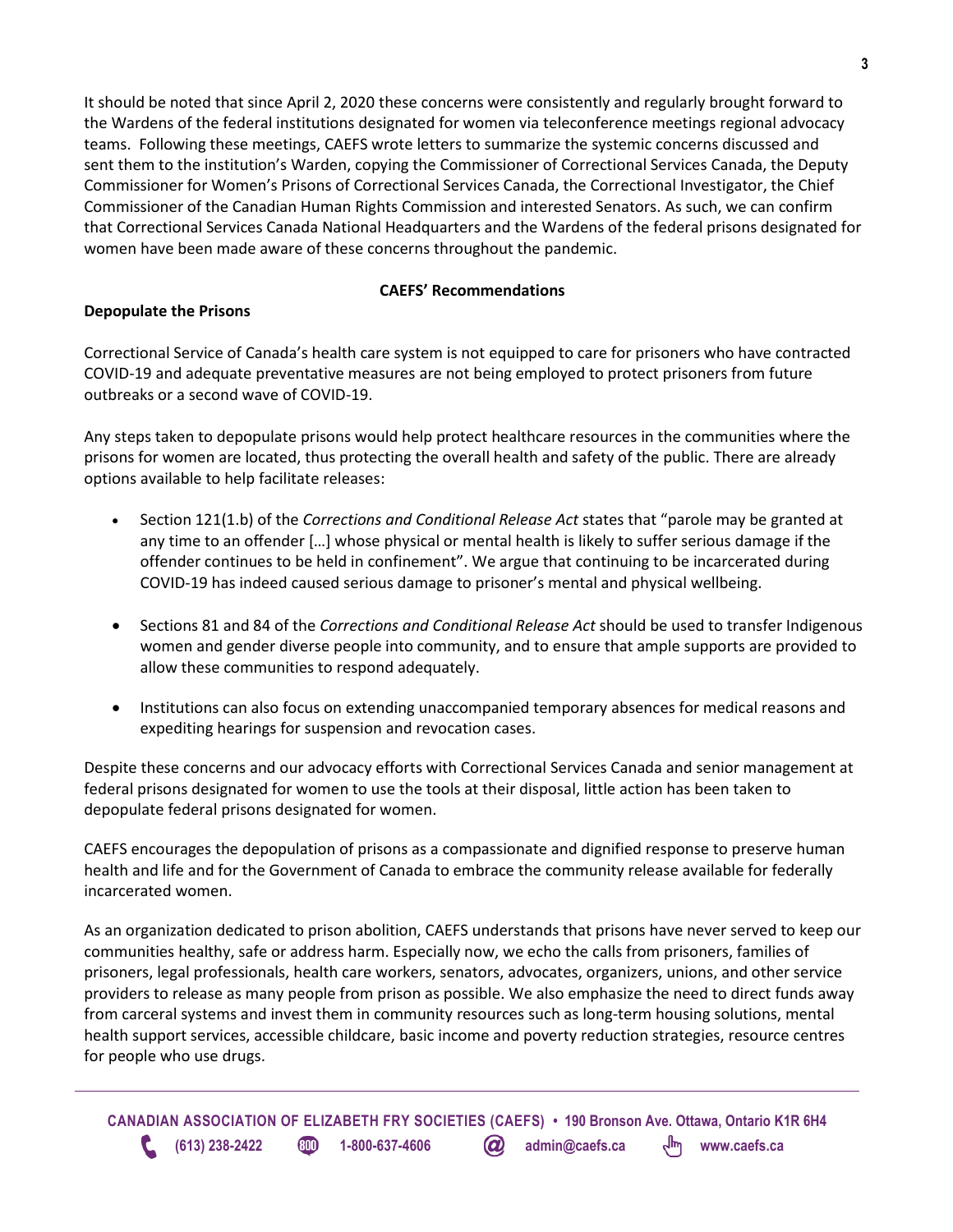It should be noted that since April 2, 2020 these concerns were consistently and regularly brought forward to the Wardens of the federal institutions designated for women via teleconference meetings regional advocacy teams. Following these meetings, CAEFS wrote letters to summarize the systemic concerns discussed and sent them to the institution's Warden, copying the Commissioner of Correctional Services Canada, the Deputy Commissioner for Women's Prisons of Correctional Services Canada, the Correctional Investigator, the Chief Commissioner of the Canadian Human Rights Commission and interested Senators. As such, we can confirm that Correctional Services Canada National Headquarters and the Wardens of the federal prisons designated for women have been made aware of these concerns throughout the pandemic.

## CAEFS' Recommendations

### Depopulate the Prisons

Correctional Service of Canada's health care system is not equipped to care for prisoners who have contracted COVID-19 and adequate preventative measures are not being employed to protect prisoners from future outbreaks or a second wave of COVID-19.

Any steps taken to depopulate prisons would help protect healthcare resources in the communities where the prisons for women are located, thus protecting the overall health and safety of the public. There are already options available to help facilitate releases:

- Section 121(1.b) of the *Corrections and Conditional Release Act* states that "parole may be granted at any time to an offender […] whose physical or mental health is likely to suffer serious damage if the offender continues to be held in confinement". We argue that continuing to be incarcerated during COVID-19 has indeed caused serious damage to prisoner's mental and physical wellbeing.

- Sections 81 and 84 of the *Corrections and Conditional Release Act* should be used to transfer Indigenous women and gender diverse people into community, and to ensure that ample supports are provided to allow these communities to respond adequately.

- Institutions can also focus on extending unaccompanied temporary absences for medical reasons and expediting hearings for suspension and revocation cases.

Despite these concerns and our advocacy efforts with Correctional Services Canada and senior management at federal prisons designated for women to use the tools at their disposal, little action has been taken to depopulate federal prisons designated for women.

CAEFS encourages the depopulation of prisons as a compassionate and dignified response to preserve human health and life and for the Government of Canada to embrace the community release available for federally incarcerated women.

As an organization dedicated to prison abolition, CAEFS understands that prisons have never served to keep our communities healthy, safe or address harm. Especially now, we echo the calls from prisoners, families of prisoners, legal professionals, health care workers, senators, advocates, organizers, unions, and other service providers to release as many people from prison as possible. We also emphasize the need to direct funds away from carceral systems and invest them in community resources such as long-term housing solutions, mental health support services, accessible childcare, basic income and poverty reduction strategies, resource centres for people who use drugs.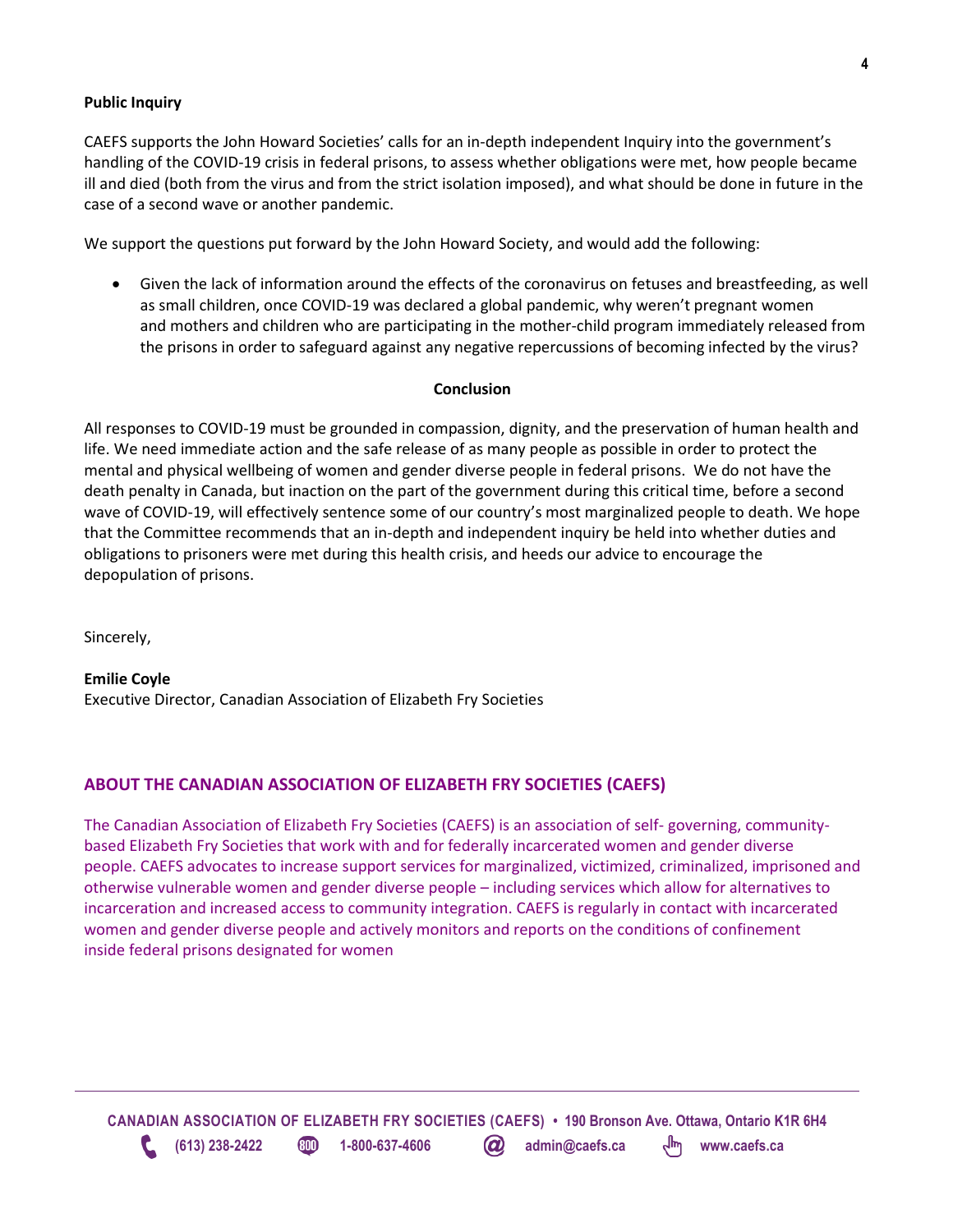**Public Inquiry**

CAEFS supports the John Howard Societies' calls for an in-depth independent Inquiry into the government's handling of the COVID-19 crisis in federal prisons, to assess whether obligations were met, how people became ill and died (both from the virus and from the strict isolation imposed), and what should be done in future in the case of a second wave or another pandemic.

We support the questions put forward by the John Howard Society, and would add the following:

- Given the lack of information around the effects of the coronavirus on fetuses and breastfeeding, as well as small children, once COVID-19 was declared a global pandemic, why weren't pregnant women and mothers and children who are participating in the mother-child program immediately released from the prisons in order to safeguard against any negative repercussions of becoming infected by the virus?

**Conclusion**

All responses to COVID-19 must be grounded in compassion, dignity, and the preservation of human health and life. We need immediate action and the safe release of as many people as possible in order to protect the mental and physical wellbeing of women and gender diverse people in federal prisons. We do not have the death penalty in Canada, but inaction on the part of the government during this critical time, before a second wave of COVID-19, will effectively sentence some of our country's most marginalized people to death. We hope that the Committee recommends that an in-depth and independent inquiry be held into whether duties and obligations to prisoners were met during this health crisis, and heeds our advice to encourage the depopulation of prisons.

Sincerely,

**Emilie Coyle**
Executive Director, Canadian Association of Elizabeth Fry Societies

## ABOUT THE CANADIAN ASSOCIATION OF ELIZABETH FRY SOCIETIES (CAEFS)

The Canadian Association of Elizabeth Fry Societies (CAEFS) is an association of self- governing, community-based Elizabeth Fry Societies that work with and for federally incarcerated women and gender diverse people. CAEFS advocates to increase support services for marginalized, victimized, criminalized, imprisoned and otherwise vulnerable women and gender diverse people – including services which allow for alternatives to incarceration and increased access to community integration. CAEFS is regularly in contact with incarcerated women and gender diverse people and actively monitors and reports on the conditions of confinement inside federal prisons designated for women